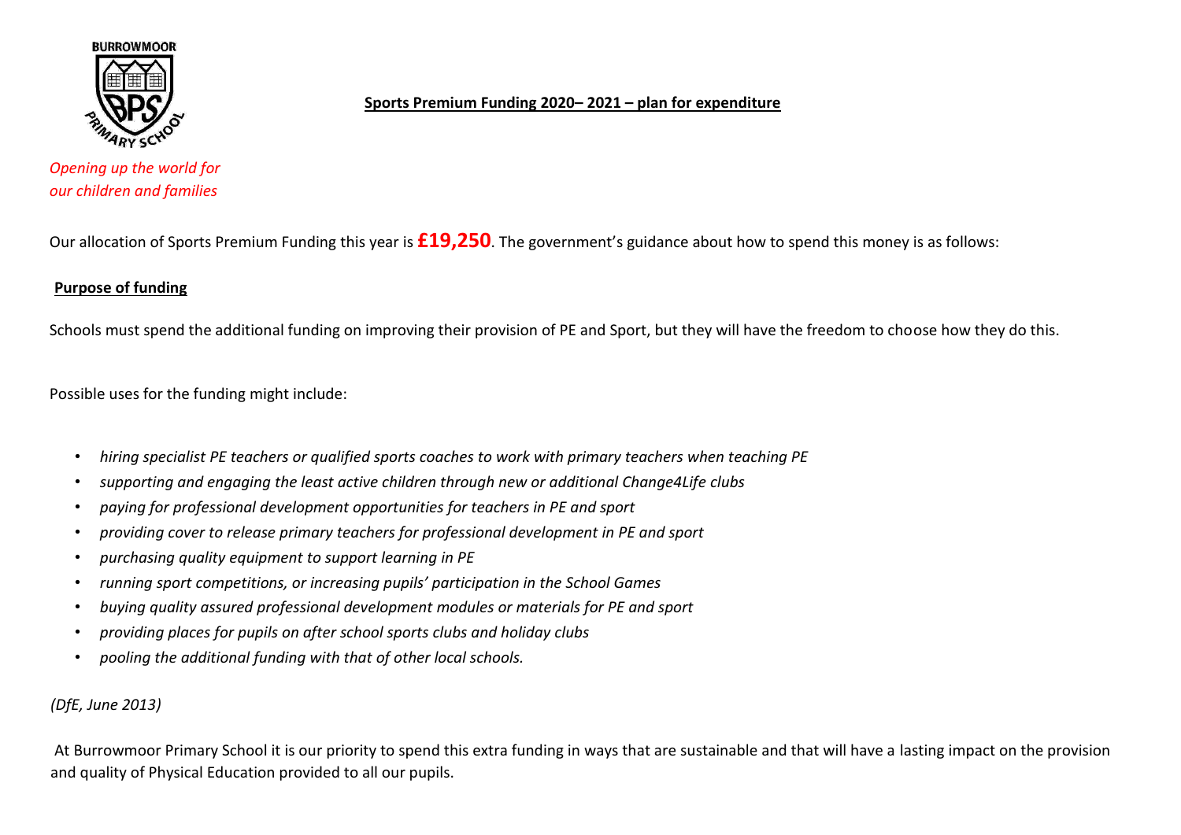BURROWMOOR PRIMARY SCHOOL

*Opening up the world for our children and families*

## Sports Premium Funding 2020– 2021 – plan for expenditure

Our allocation of Sports Premium Funding this year is **£19,250**. The government's guidance about how to spend this money is as follows:

### Purpose of funding

Schools must spend the additional funding on improving their provision of PE and Sport, but they will have the freedom to choose how they do this.

Possible uses for the funding might include:

- *hiring specialist PE teachers or qualified sports coaches to work with primary teachers when teaching PE*
- *supporting and engaging the least active children through new or additional Change4Life clubs*
- *paying for professional development opportunities for teachers in PE and sport*
- *providing cover to release primary teachers for professional development in PE and sport*
- *purchasing quality equipment to support learning in PE*
- *running sport competitions, or increasing pupils' participation in the School Games*
- *buying quality assured professional development modules or materials for PE and sport*
- *providing places for pupils on after school sports clubs and holiday clubs*
- *pooling the additional funding with that of other local schools.*

*(DfE, June 2013)*

At Burrowmoor Primary School it is our priority to spend this extra funding in ways that are sustainable and that will have a lasting impact on the provision and quality of Physical Education provided to all our pupils.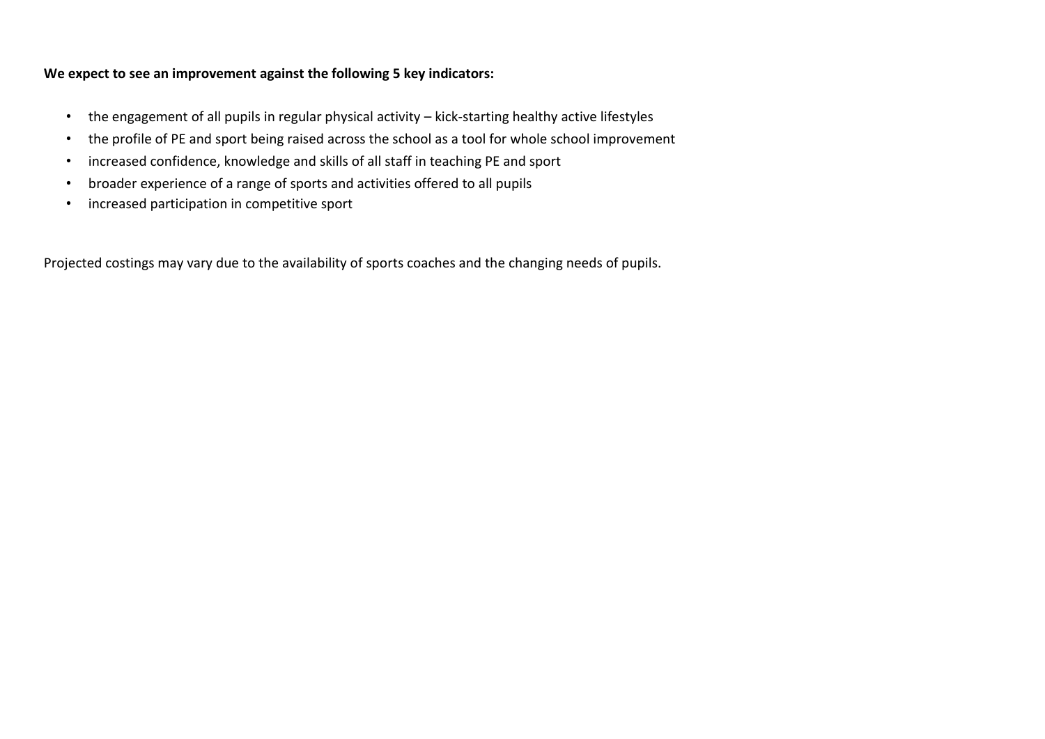**We expect to see an improvement against the following 5 key indicators:**

- the engagement of all pupils in regular physical activity – kick-starting healthy active lifestyles
- the profile of PE and sport being raised across the school as a tool for whole school improvement
- increased confidence, knowledge and skills of all staff in teaching PE and sport
- broader experience of a range of sports and activities offered to all pupils
- increased participation in competitive sport

Projected costings may vary due to the availability of sports coaches and the changing needs of pupils.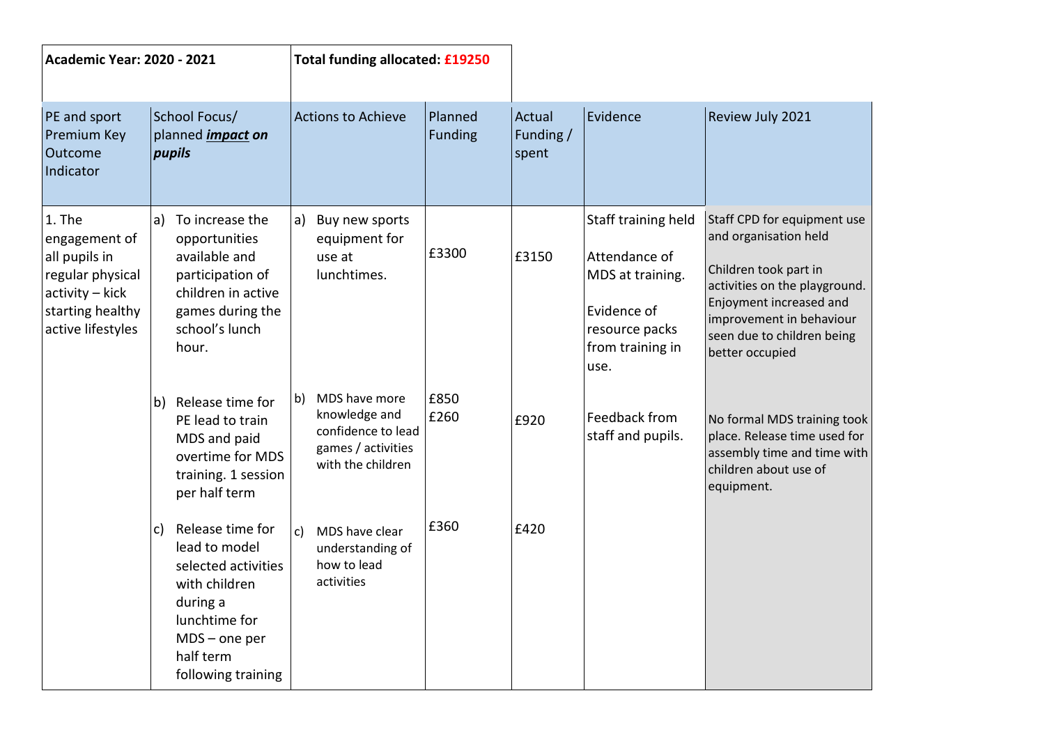| **Academic Year: 2020 - 2021** | | **Total funding allocated: £19250** | | | | |
|---|---|---|---|---|---|---|
| PE and sport Premium Key Outcome Indicator | School Focus/ planned ***impact* on pupils** | Actions to Achieve | Planned Funding | Actual Funding / spent | Evidence | Review July 2021 |
| 1. The engagement of all pupils in regular physical activity – kick starting healthy active lifestyles | a) To increase the opportunities available and participation of children in active games during the school's lunch hour. | a) Buy new sports equipment for use at lunchtimes. | £3300 | £3150 | Staff training held<br><br>Attendance of MDS at training.<br><br>Evidence of resource packs from training in use. | Staff CPD for equipment use and organisation held<br><br>Children took part in activities on the playground. Enjoyment increased and improvement in behaviour seen due to children being better occupied |
| | b) Release time for PE lead to train MDS and paid overtime for MDS training. 1 session per half term | b) MDS have more knowledge and confidence to lead games / activities with the children | £850<br>£260 | £920 | Feedback from staff and pupils. | No formal MDS training took place. Release time used for assembly time and time with children about use of equipment. |
| | c) Release time for lead to model selected activities with children during a lunchtime for MDS – one per half term following training | c) MDS have clear understanding of how to lead activities | £360 | £420 | | |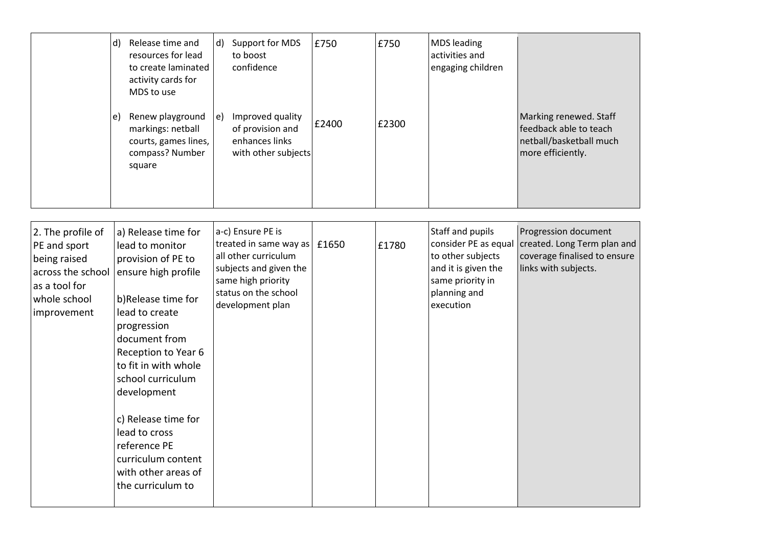| | | | | | | |
|---|---|---|---|---|---|---|
| | d) Release time and resources for lead to create laminated activity cards for MDS to use | d) Support for MDS to boost confidence | £750 | £750 | MDS leading activities and engaging children | |
| | e) Renew playground markings: netball courts, games lines, compass? Number square | e) Improved quality of provision and enhances links with other subjects | £2400 | £2300 | | Marking renewed. Staff feedback able to teach netball/basketball much more efficiently. |

| | | | | | | |
|---|---|---|---|---|---|---|
| 2. The profile of PE and sport being raised across the school as a tool for whole school improvement | a) Release time for lead to monitor provision of PE to ensure high profile<br><br>b)Release time for lead to create progression document from Reception to Year 6 to fit in with whole school curriculum development<br><br>c) Release time for lead to cross reference PE curriculum content with other areas of the curriculum to | a-c) Ensure PE is treated in same way as all other curriculum subjects and given the same high priority status on the school development plan | £1650 | £1780 | Staff and pupils consider PE as equal to other subjects and it is given the same priority in planning and execution | Progression document created. Long Term plan and coverage finalised to ensure links with subjects. |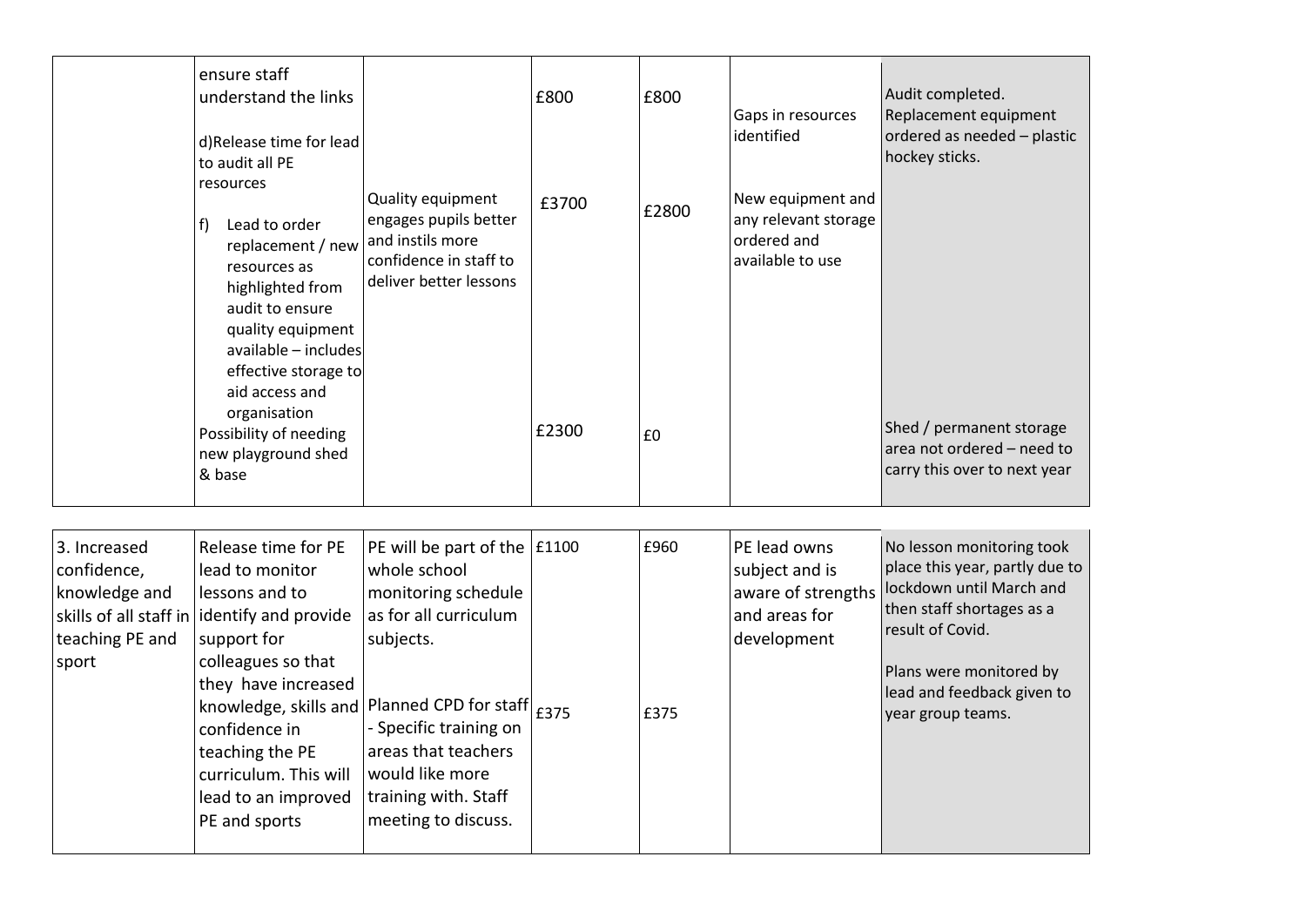|  |  |  |  |  |  |  |
|---|---|---|---|---|---|---|
|  | ensure staff understand the links<br><br>d)Release time for lead to audit all PE resources | | £800 | £800 | Gaps in resources identified | Audit completed. Replacement equipment ordered as needed – plastic hockey sticks. |
|  | f) Lead to order replacement / new resources as highlighted from audit to ensure quality equipment available – includes effective storage to aid access and organisation | Quality equipment engages pupils better and instils more confidence in staff to deliver better lessons | £3700 | £2800 | New equipment and any relevant storage ordered and available to use |  |
|  | Possibility of needing new playground shed & base |  | £2300 | £0 |  | Shed / permanent storage area not ordered – need to carry this over to next year |

|  |  |  |  |  |  |  |
|---|---|---|---|---|---|---|
| 3. Increased confidence, knowledge and skills of all staff in teaching PE and sport | Release time for PE lead to monitor lessons and to identify and provide support for colleagues so that they have increased knowledge, skills and confidence in teaching the PE curriculum. This will lead to an improved PE and sports | PE will be part of the whole school monitoring schedule as for all curriculum subjects.<br><br>Planned CPD for staff - Specific training on areas that teachers would like more training with. Staff meeting to discuss. | £1100<br><br>£375 | £960<br><br>£375 | PE lead owns subject and is aware of strengths and areas for development | No lesson monitoring took place this year, partly due to lockdown until March and then staff shortages as a result of Covid.<br><br>Plans were monitored by lead and feedback given to year group teams. |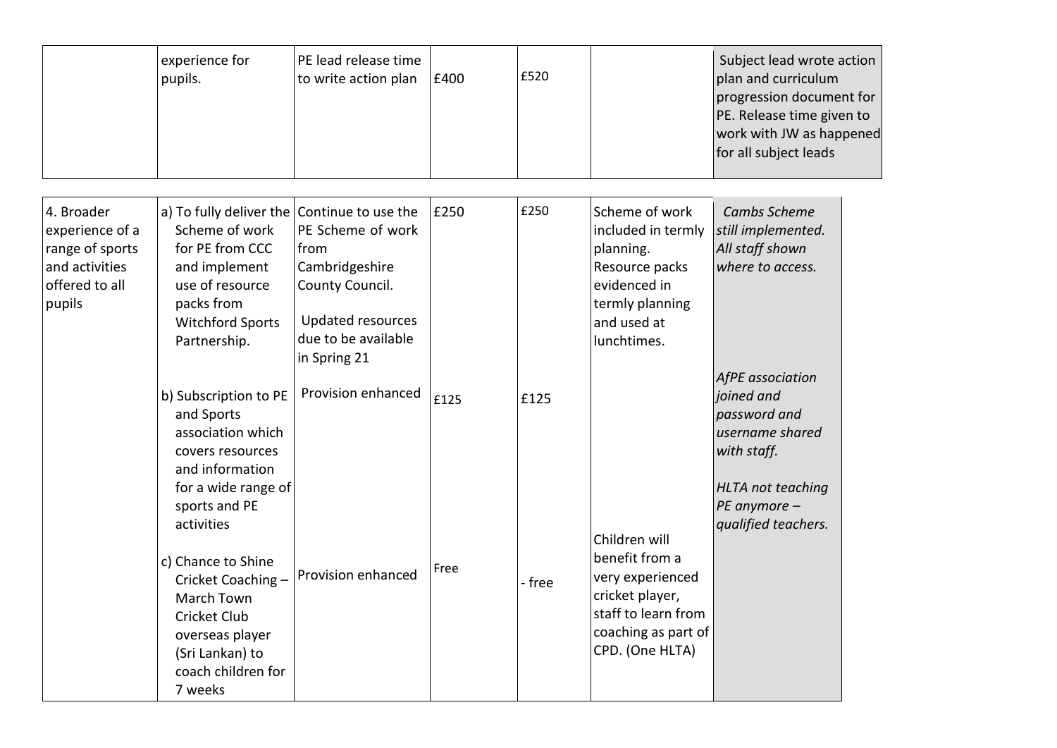| | | | | | | |
|---|---|---|---|---|---|---|
| | experience for pupils. | PE lead release time to write action plan | £400 | £520 | | Subject lead wrote action plan and curriculum progression document for PE. Release time given to work with JW as happened for all subject leads |

| | | | | | | |
|---|---|---|---|---|---|---|
| 4. Broader experience of a range of sports and activities offered to all pupils | a) To fully deliver the Scheme of work for PE from CCC and implement use of resource packs from Witchford Sports Partnership. | Continue to use the PE Scheme of work from Cambridgeshire County Council. Updated resources due to be available in Spring 21 | £250 | £250 | Scheme of work included in termly planning. Resource packs evidenced in termly planning and used at lunchtimes. | *Cambs Scheme still implemented. All staff shown where to access.* |
| | b) Subscription to PE and Sports association which covers resources and information for a wide range of sports and PE activities | Provision enhanced | £125 | £125 | | *AfPE association joined and password and username shared with staff.* |
| | c) Chance to Shine Cricket Coaching – March Town Cricket Club overseas player (Sri Lankan) to coach children for 7 weeks | Provision enhanced | Free | - free | Children will benefit from a very experienced cricket player, staff to learn from coaching as part of CPD. (One HLTA) | *HLTA not teaching PE anymore – qualified teachers.* |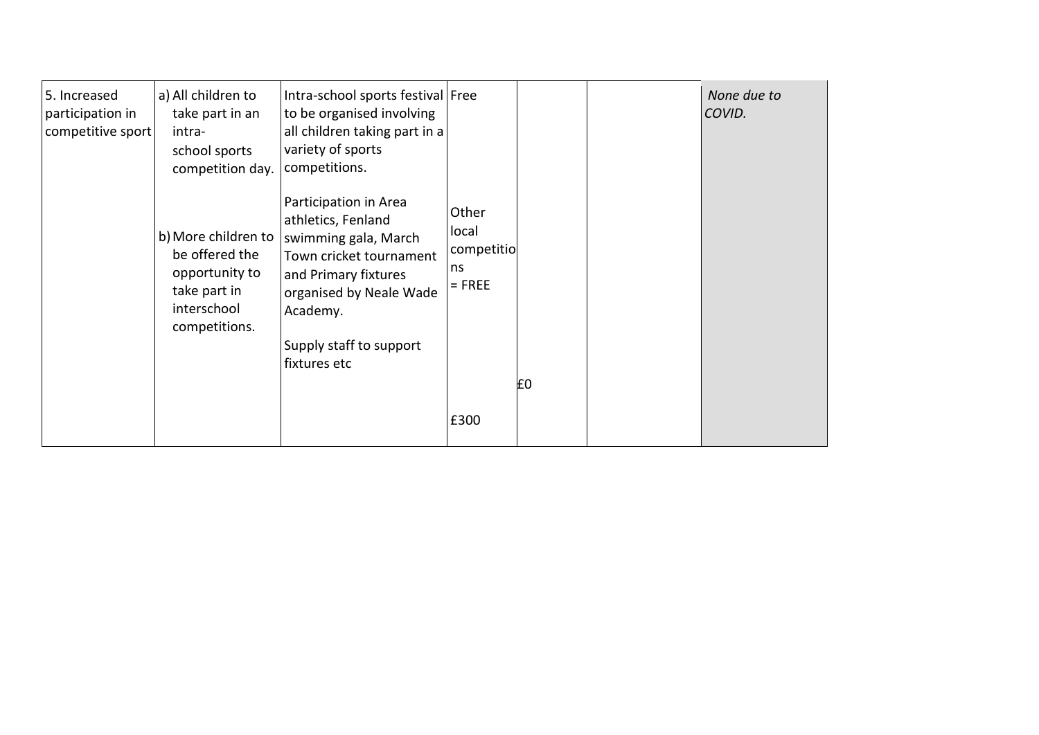| | | | | | | |
|---|---|---|---|---|---|---|
| 5. Increased participation in competitive sport | a) All children to take part in an intra-school sports competition day.<br><br>b) More children to be offered the opportunity to take part in interschool competitions. | Intra-school sports festival to be organised involving all children taking part in a variety of sports competitions.<br><br>Participation in Area athletics, Fenland swimming gala, March Town cricket tournament and Primary fixtures organised by Neale Wade Academy.<br><br>Supply staff to support fixtures etc | Free<br><br>Other local competitions = FREE<br><br>£300 | £0 | | *None due to COVID.* |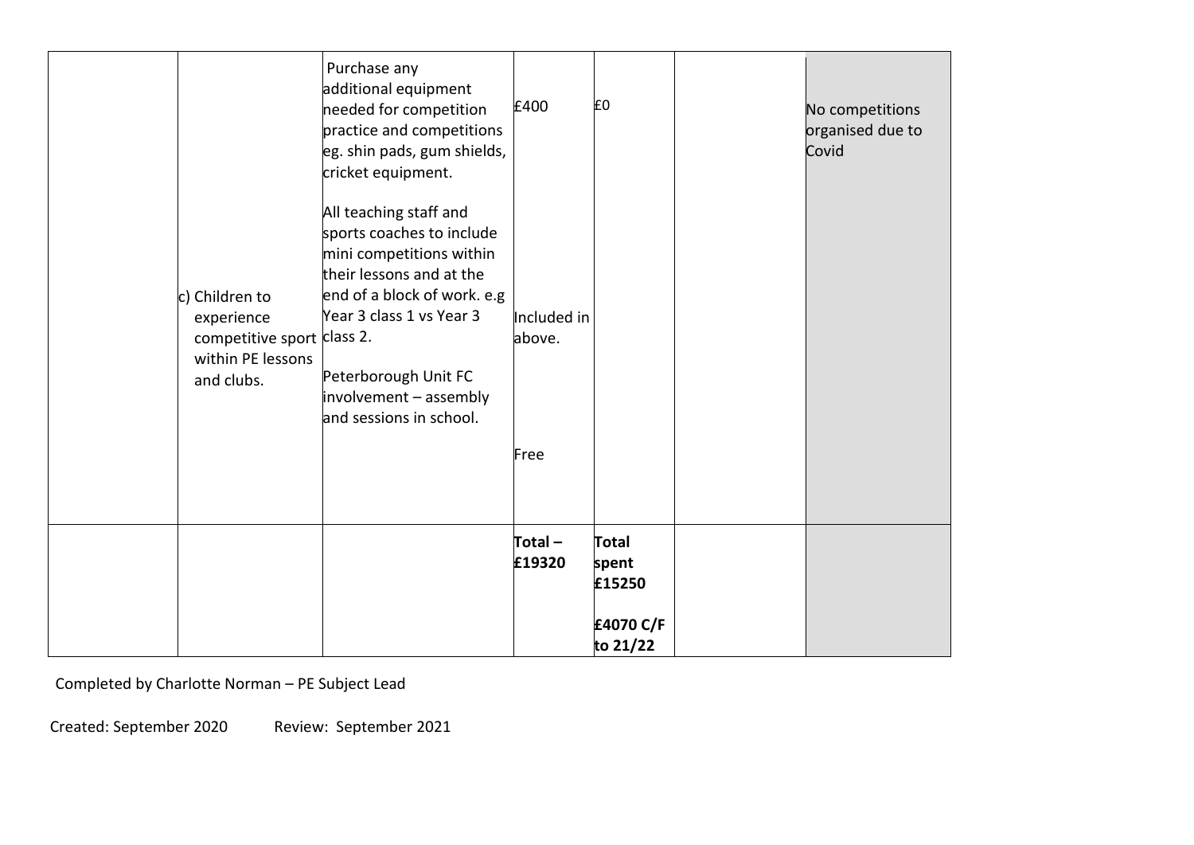| | | | | | | |
|---|---|---|---|---|---|---|
| | c) Children to experience competitive sport within PE lessons and clubs. | Purchase any additional equipment needed for competition practice and competitions eg. shin pads, gum shields, cricket equipment.<br><br>All teaching staff and sports coaches to include mini competitions within their lessons and at the end of a block of work. e.g Year 3 class 1 vs Year 3 class 2.<br><br>Peterborough Unit FC involvement – assembly and sessions in school. | £400<br><br>Included in above.<br><br>Free | £0 | | No competitions organised due to Covid |
| | | | **Total – £19320** | **Total spent £15250**<br><br>**£4070 C/F to 21/22** | | |

Completed by Charlotte Norman – PE Subject Lead

Created: September 2020 Review: September 2021